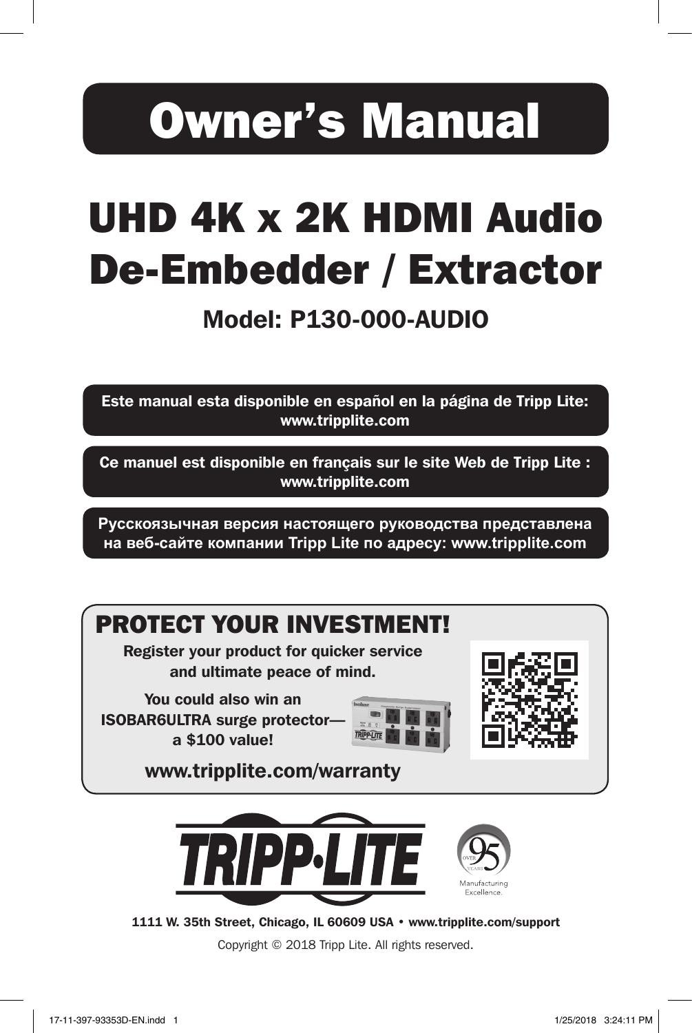# Owner's Manual

# UHD 4K x 2K HDMI Audio De-Embedder / Extractor

## Model: P130-000-AUDIO

**Este manual esta disponible en español en la página de Tripp Lite: www.tripplite.com**

**Ce manuel est disponible en français sur le site Web de Tripp Lite : www.tripplite.com**

**Русскоязычная версия настоящего руководства представлена на веб-сайте компании Tripp Lite по адресу: www.tripplite.com**

## PROTECT YOUR INVESTMENT!

**Register your product for quicker service and ultimate peace of mind.**

**You could also win an ISOBAR6ULTRA surge protector— a $100 value!**

**www.tripplite.com/warranty**

TRIPP·LITE

OVER 95 YEARS Manufacturing Excellence.

**1111 W. 35th Street, Chicago, IL 60609 USA • www.tripplite.com/support**

Copyright © 2018 Tripp Lite. All rights reserved.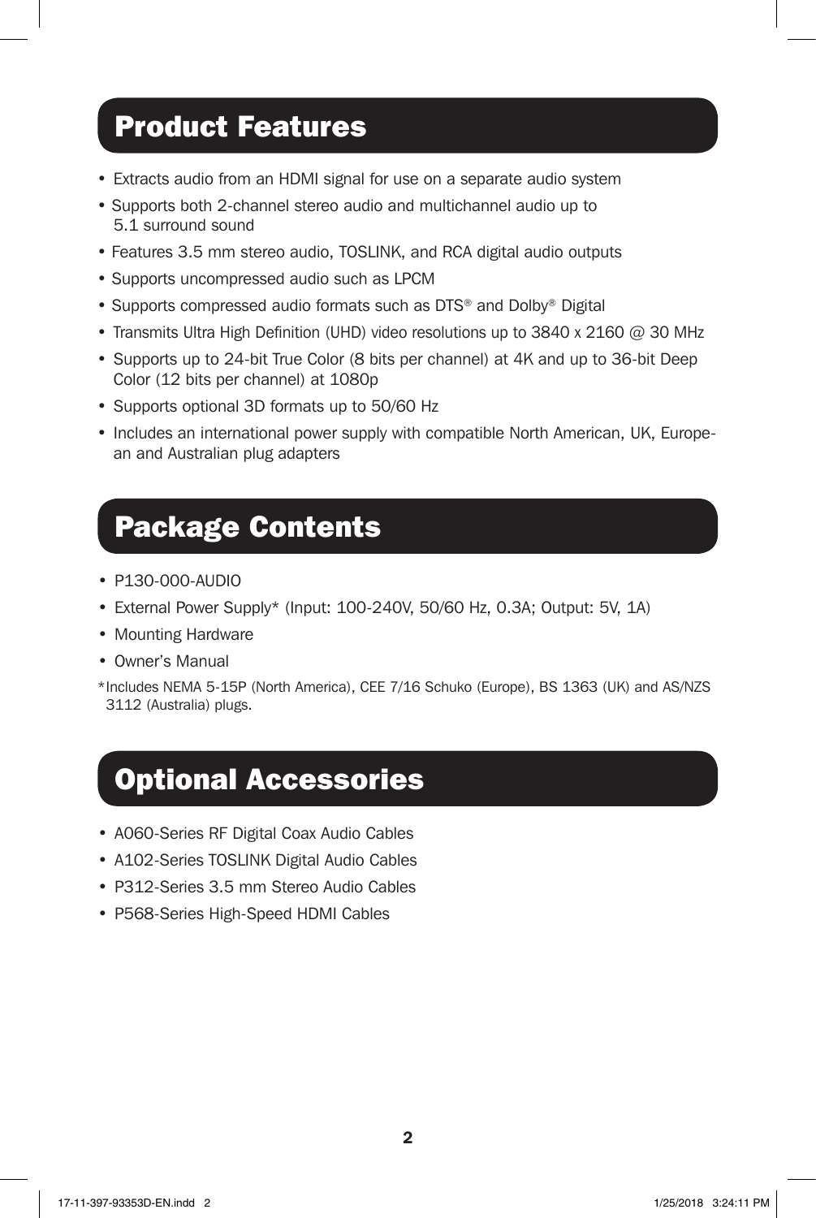## Product Features

- Extracts audio from an HDMI signal for use on a separate audio system
- Supports both 2-channel stereo audio and multichannel audio up to 5.1 surround sound
- Features 3.5 mm stereo audio, TOSLINK, and RCA digital audio outputs
- Supports uncompressed audio such as LPCM
- Supports compressed audio formats such as DTS® and Dolby® Digital
- Transmits Ultra High Definition (UHD) video resolutions up to 3840 x 2160 @ 30 MHz
- Supports up to 24-bit True Color (8 bits per channel) at 4K and up to 36-bit Deep Color (12 bits per channel) at 1080p
- Supports optional 3D formats up to 50/60 Hz
- Includes an international power supply with compatible North American, UK, European and Australian plug adapters

## Package Contents

- P130-000-AUDIO
- External Power Supply* (Input: 100-240V, 50/60 Hz, 0.3A; Output: 5V, 1A)
- Mounting Hardware
- Owner's Manual

*Includes NEMA 5-15P (North America), CEE 7/16 Schuko (Europe), BS 1363 (UK) and AS/NZS 3112 (Australia) plugs.

## Optional Accessories

- A060-Series RF Digital Coax Audio Cables
- A102-Series TOSLINK Digital Audio Cables
- P312-Series 3.5 mm Stereo Audio Cables
- P568-Series High-Speed HDMI Cables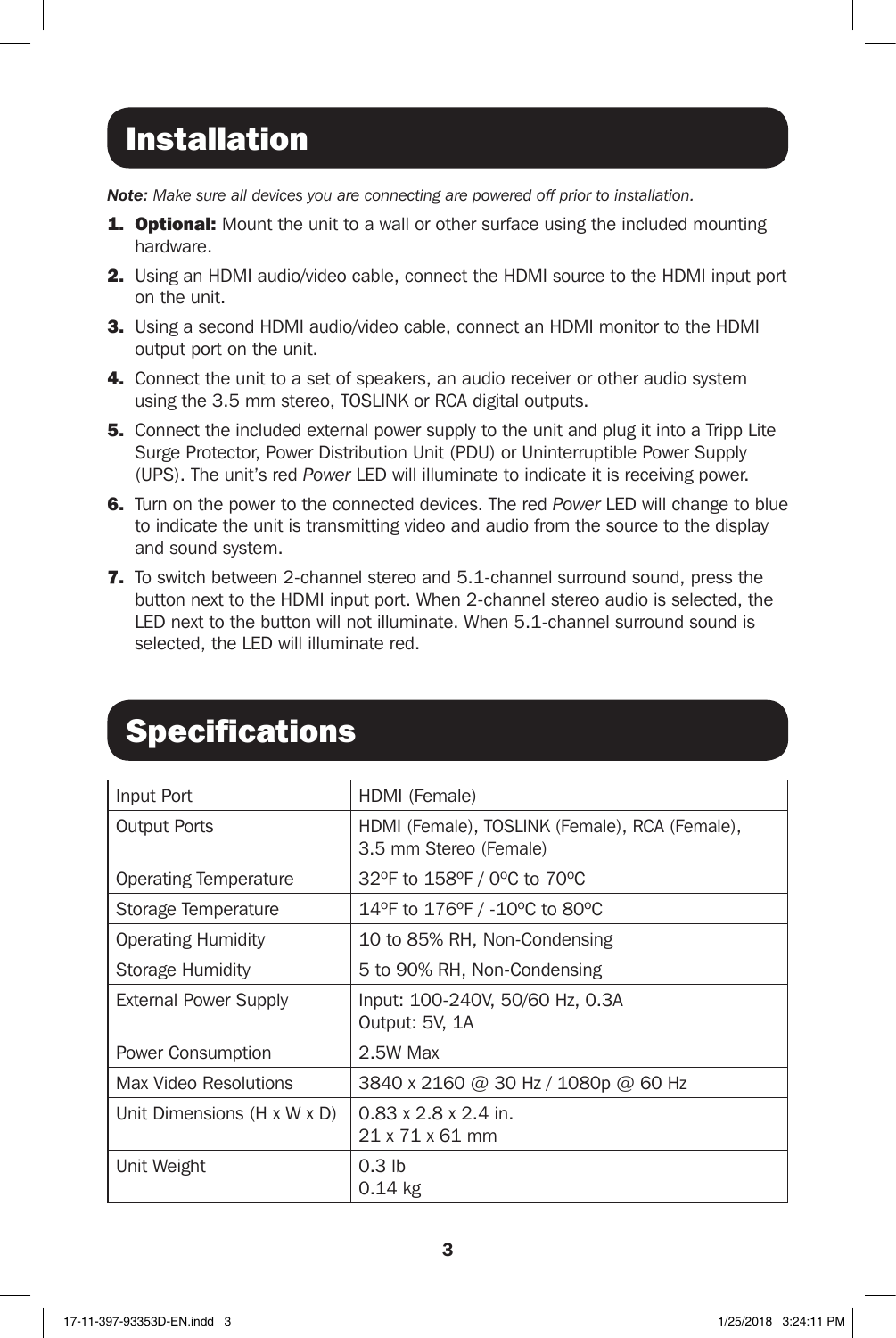## Installation

***Note:*** *Make sure all devices you are connecting are powered off prior to installation.*

1. **Optional:** Mount the unit to a wall or other surface using the included mounting hardware.
2. Using an HDMI audio/video cable, connect the HDMI source to the HDMI input port on the unit.
3. Using a second HDMI audio/video cable, connect an HDMI monitor to the HDMI output port on the unit.
4. Connect the unit to a set of speakers, an audio receiver or other audio system using the 3.5 mm stereo, TOSLINK or RCA digital outputs.
5. Connect the included external power supply to the unit and plug it into a Tripp Lite Surge Protector, Power Distribution Unit (PDU) or Uninterruptible Power Supply (UPS). The unit's red *Power* LED will illuminate to indicate it is receiving power.
6. Turn on the power to the connected devices. The red *Power* LED will change to blue to indicate the unit is transmitting video and audio from the source to the display and sound system.
7. To switch between 2-channel stereo and 5.1-channel surround sound, press the button next to the HDMI input port. When 2-channel stereo audio is selected, the LED next to the button will not illuminate. When 5.1-channel surround sound is selected, the LED will illuminate red.

## Specifications

| | |
|---|---|
| Input Port | HDMI (Female) |
| Output Ports | HDMI (Female), TOSLINK (Female), RCA (Female), 3.5 mm Stereo (Female) |
| Operating Temperature | 32ºF to 158ºF / 0ºC to 70ºC |
| Storage Temperature | 14ºF to 176ºF / -10ºC to 80ºC |
| Operating Humidity | 10 to 85% RH, Non-Condensing |
| Storage Humidity | 5 to 90% RH, Non-Condensing |
| External Power Supply | Input: 100-240V, 50/60 Hz, 0.3A<br>Output: 5V, 1A |
| Power Consumption | 2.5W Max |
| Max Video Resolutions | 3840 x 2160 @ 30 Hz / 1080p @ 60 Hz |
| Unit Dimensions (H x W x D) | 0.83 x 2.8 x 2.4 in.<br>21 x 71 x 61 mm |
| Unit Weight | 0.3 lb<br>0.14 kg |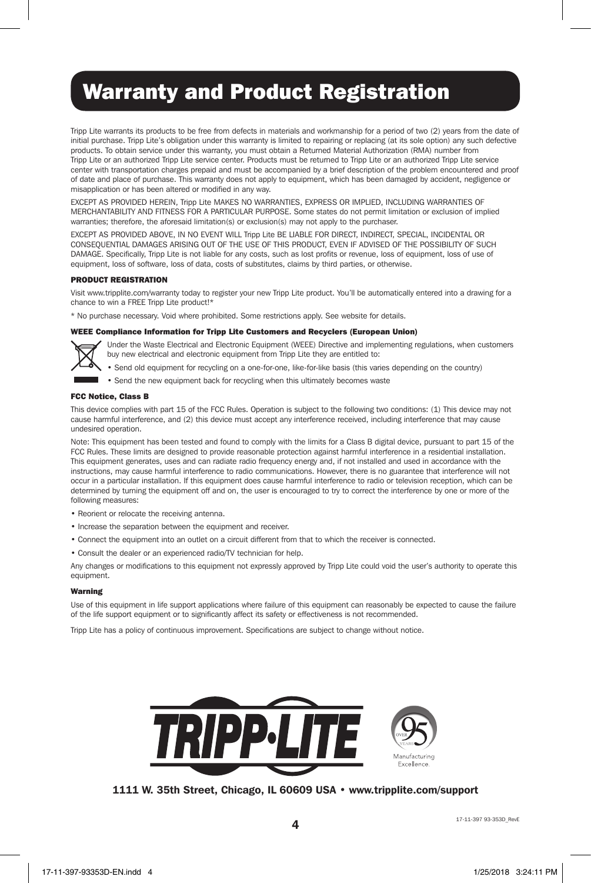# Warranty and Product Registration

Tripp Lite warrants its products to be free from defects in materials and workmanship for a period of two (2) years from the date of initial purchase. Tripp Lite's obligation under this warranty is limited to repairing or replacing (at its sole option) any such defective products. To obtain service under this warranty, you must obtain a Returned Material Authorization (RMA) number from Tripp Lite or an authorized Tripp Lite service center. Products must be returned to Tripp Lite or an authorized Tripp Lite service center with transportation charges prepaid and must be accompanied by a brief description of the problem encountered and proof of date and place of purchase. This warranty does not apply to equipment, which has been damaged by accident, negligence or misapplication or has been altered or modified in any way.

EXCEPT AS PROVIDED HEREIN, Tripp Lite MAKES NO WARRANTIES, EXPRESS OR IMPLIED, INCLUDING WARRANTIES OF MERCHANTABILITY AND FITNESS FOR A PARTICULAR PURPOSE. Some states do not permit limitation or exclusion of implied warranties; therefore, the aforesaid limitation(s) or exclusion(s) may not apply to the purchaser.

EXCEPT AS PROVIDED ABOVE, IN NO EVENT WILL Tripp Lite BE LIABLE FOR DIRECT, INDIRECT, SPECIAL, INCIDENTAL OR CONSEQUENTIAL DAMAGES ARISING OUT OF THE USE OF THIS PRODUCT, EVEN IF ADVISED OF THE POSSIBILITY OF SUCH DAMAGE. Specifically, Tripp Lite is not liable for any costs, such as lost profits or revenue, loss of equipment, loss of use of equipment, loss of software, loss of data, costs of substitutes, claims by third parties, or otherwise.

#### PRODUCT REGISTRATION

Visit www.tripplite.com/warranty today to register your new Tripp Lite product. You'll be automatically entered into a drawing for a chance to win a FREE Tripp Lite product!*

* No purchase necessary. Void where prohibited. Some restrictions apply. See website for details.

#### WEEE Compliance Information for Tripp Lite Customers and Recyclers (European Union)

Under the Waste Electrical and Electronic Equipment (WEEE) Directive and implementing regulations, when customers buy new electrical and electronic equipment from Tripp Lite they are entitled to:

- Send old equipment for recycling on a one-for-one, like-for-like basis (this varies depending on the country)
- Send the new equipment back for recycling when this ultimately becomes waste

#### FCC Notice, Class B

This device complies with part 15 of the FCC Rules. Operation is subject to the following two conditions: (1) This device may not cause harmful interference, and (2) this device must accept any interference received, including interference that may cause undesired operation.

Note: This equipment has been tested and found to comply with the limits for a Class B digital device, pursuant to part 15 of the FCC Rules. These limits are designed to provide reasonable protection against harmful interference in a residential installation. This equipment generates, uses and can radiate radio frequency energy and, if not installed and used in accordance with the instructions, may cause harmful interference to radio communications. However, there is no guarantee that interference will not occur in a particular installation. If this equipment does cause harmful interference to radio or television reception, which can be determined by turning the equipment off and on, the user is encouraged to try to correct the interference by one or more of the following measures:

- Reorient or relocate the receiving antenna.
- Increase the separation between the equipment and receiver.
- Connect the equipment into an outlet on a circuit different from that to which the receiver is connected.
- Consult the dealer or an experienced radio/TV technician for help.

Any changes or modifications to this equipment not expressly approved by Tripp Lite could void the user's authority to operate this equipment.

#### Warning

Use of this equipment in life support applications where failure of this equipment can reasonably be expected to cause the failure of the life support equipment or to significantly affect its safety or effectiveness is not recommended.

Tripp Lite has a policy of continuous improvement. Specifications are subject to change without notice.

TRIPP·LITE

OVER 95 YEARS Manufacturing Excellence.

**1111 W. 35th Street, Chicago, IL 60609 USA • www.tripplite.com/support**

17-11-397 93-353D_RevE